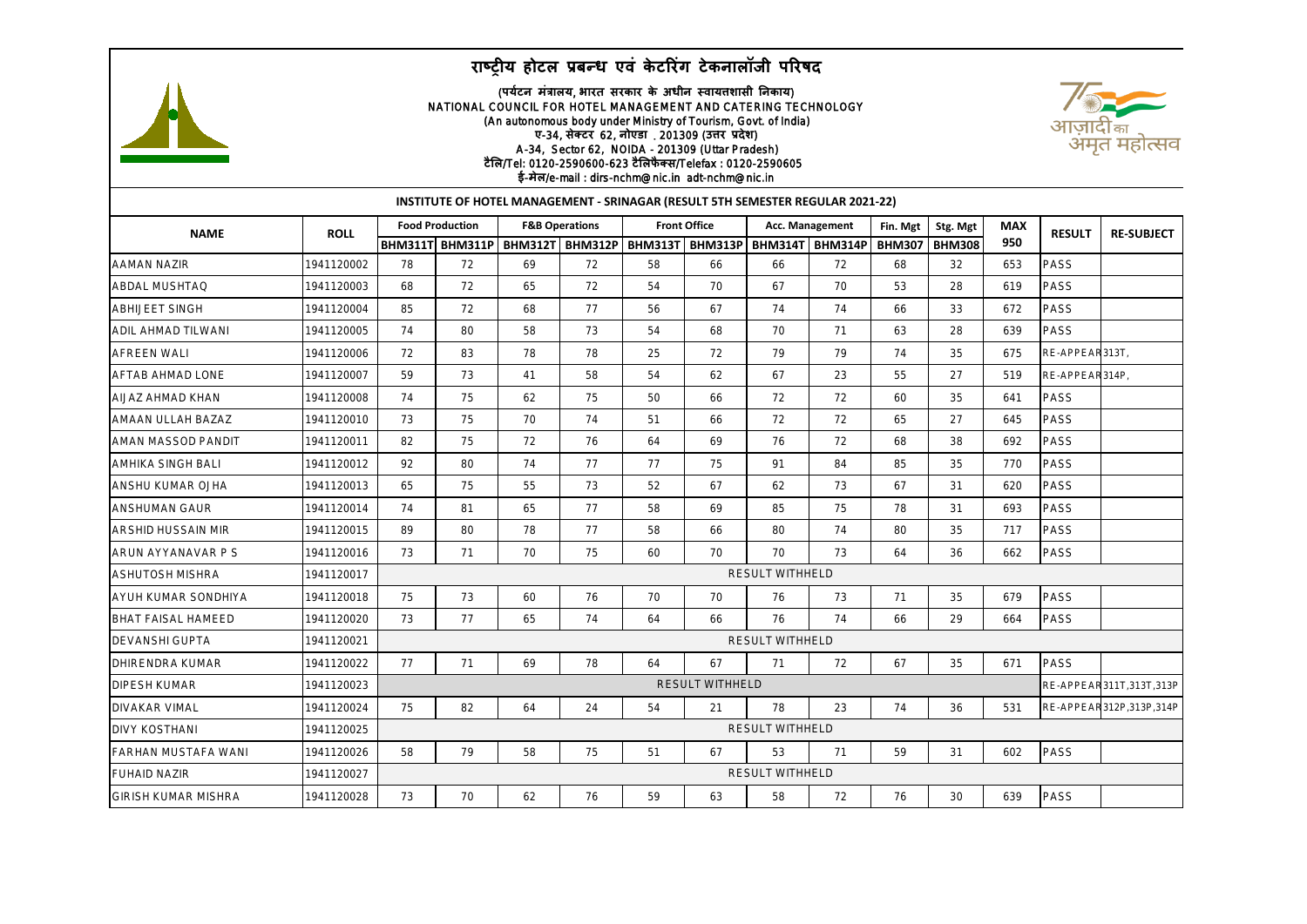# राष्ट्रीय होटल प्रबन्ध एवं केटरिंग टेकनालॉजी परिषद

(पर्यटन मंत्रालय, भारत सरकार के अधीन स्वायत्तशासी निकाय)
NATIONAL COUNCIL FOR HOTEL MANAGEMENT AND CATERING TECHNOLOGY
(An autonomous body under Ministry of Tourism, Govt. of India)
ए-34, सेक्टर 62, नोएडा . 201309 (उत्तर प्रदेश)
A-34, Sector 62, NOIDA - 201309 (Uttar Pradesh)
टैलि/Tel: 0120-2590600-623 टैलिफैक्स/Telefax : 0120-2590605
ई-मेल/e-mail : dirs-nchm@nic.in adt-nchm@nic.in

## INSTITUTE OF HOTEL MANAGEMENT - SRINAGAR (RESULT 5TH SEMESTER REGULAR 2021-22)

| NAME | ROLL | Food Production | | F&B Operations | | Front Office | | Acc. Management | | Fin. Mgt | Stg. Mgt | MAX | RESULT | RE-SUBJECT |
|---|---|---|---|---|---|---|---|---|---|---|---|---|---|---|
| | | BHM311T | BHM311P | BHM312T | BHM312P | BHM313T | BHM313P | BHM314T | BHM314P | BHM307 | BHM308 | 950 | | |
| AAMAN NAZIR | 1941120002 | 78 | 72 | 69 | 72 | 58 | 66 | 66 | 72 | 68 | 32 | 653 | PASS | |
| ABDAL MUSHTAQ | 1941120003 | 68 | 72 | 65 | 72 | 54 | 70 | 67 | 70 | 53 | 28 | 619 | PASS | |
| ABHIJEET SINGH | 1941120004 | 85 | 72 | 68 | 77 | 56 | 67 | 74 | 74 | 66 | 33 | 672 | PASS | |
| ADIL AHMAD TILWANI | 1941120005 | 74 | 80 | 58 | 73 | 54 | 68 | 70 | 71 | 63 | 28 | 639 | PASS | |
| AFREEN WALI | 1941120006 | 72 | 83 | 78 | 78 | 25 | 72 | 79 | 79 | 74 | 35 | 675 | RE-APPEAR | 313T, |
| AFTAB AHMAD LONE | 1941120007 | 59 | 73 | 41 | 58 | 54 | 62 | 67 | 23 | 55 | 27 | 519 | RE-APPEAR | 314P, |
| AIJAZ AHMAD KHAN | 1941120008 | 74 | 75 | 62 | 75 | 50 | 66 | 72 | 72 | 60 | 35 | 641 | PASS | |
| AMAAN ULLAH BAZAZ | 1941120010 | 73 | 75 | 70 | 74 | 51 | 66 | 72 | 72 | 65 | 27 | 645 | PASS | |
| AMAN MASSOD PANDIT | 1941120011 | 82 | 75 | 72 | 76 | 64 | 69 | 76 | 72 | 68 | 38 | 692 | PASS | |
| AMHIKA SINGH BALI | 1941120012 | 92 | 80 | 74 | 77 | 77 | 75 | 91 | 84 | 85 | 35 | 770 | PASS | |
| ANSHU KUMAR OJHA | 1941120013 | 65 | 75 | 55 | 73 | 52 | 67 | 62 | 73 | 67 | 31 | 620 | PASS | |
| ANSHUMAN GAUR | 1941120014 | 74 | 81 | 65 | 77 | 58 | 69 | 85 | 75 | 78 | 31 | 693 | PASS | |
| ARSHID HUSSAIN MIR | 1941120015 | 89 | 80 | 78 | 77 | 58 | 66 | 80 | 74 | 80 | 35 | 717 | PASS | |
| ARUN AYYANAVAR P S | 1941120016 | 73 | 71 | 70 | 75 | 60 | 70 | 70 | 73 | 64 | 36 | 662 | PASS | |
| ASHUTOSH MISHRA | 1941120017 | RESULT WITHHELD | | | | | | | | | | | | |
| AYUH KUMAR SONDHIYA | 1941120018 | 75 | 73 | 60 | 76 | 70 | 70 | 76 | 73 | 71 | 35 | 679 | PASS | |
| BHAT FAISAL HAMEED | 1941120020 | 73 | 77 | 65 | 74 | 64 | 66 | 76 | 74 | 66 | 29 | 664 | PASS | |
| DEVANSHI GUPTA | 1941120021 | RESULT WITHHELD | | | | | | | | | | | | |
| DHIRENDRA KUMAR | 1941120022 | 77 | 71 | 69 | 78 | 64 | 67 | 71 | 72 | 67 | 35 | 671 | PASS | |
| DIPESH KUMAR | 1941120023 | RESULT WITHHELD | | | | | | | | | | | RE-APPEAR | 311T,313T,313P |
| DIVAKAR VIMAL | 1941120024 | 75 | 82 | 64 | 24 | 54 | 21 | 78 | 23 | 74 | 36 | 531 | RE-APPEAR | 312P,313P,314P |
| DIVY KOSTHANI | 1941120025 | RESULT WITHHELD | | | | | | | | | | | | |
| FARHAN MUSTAFA WANI | 1941120026 | 58 | 79 | 58 | 75 | 51 | 67 | 53 | 71 | 59 | 31 | 602 | PASS | |
| FUHAID NAZIR | 1941120027 | RESULT WITHHELD | | | | | | | | | | | | |
| GIRISH KUMAR MISHRA | 1941120028 | 73 | 70 | 62 | 76 | 59 | 63 | 58 | 72 | 76 | 30 | 639 | PASS | |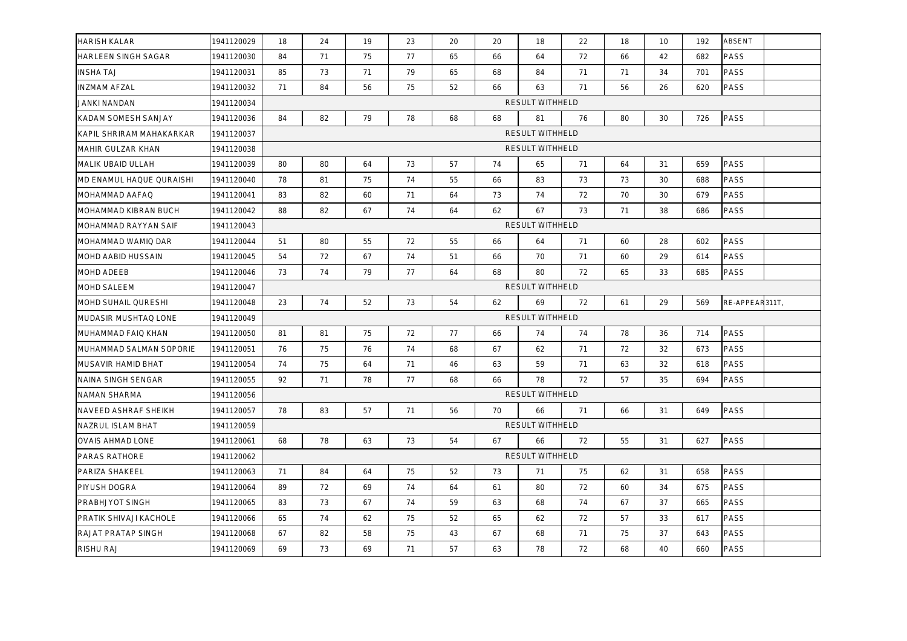| | | | | | | | | | | | | | | |
|---|---|---|---|---|---|---|---|---|---|---|---|---|---|---|
| HARISH KALAR | 1941120029 | 18 | 24 | 19 | 23 | 20 | 20 | 18 | 22 | 18 | 10 | 192 | ABSENT | |
| HARLEEN SINGH SAGAR | 1941120030 | 84 | 71 | 75 | 77 | 65 | 66 | 64 | 72 | 66 | 42 | 682 | PASS | |
| INSHA TAJ | 1941120031 | 85 | 73 | 71 | 79 | 65 | 68 | 84 | 71 | 71 | 34 | 701 | PASS | |
| INZMAM AFZAL | 1941120032 | 71 | 84 | 56 | 75 | 52 | 66 | 63 | 71 | 56 | 26 | 620 | PASS | |
| JANKI NANDAN | 1941120034 | | | | | | | RESULT WITHHELD | | | | | | |
| KADAM SOMESH SANJAY | 1941120036 | 84 | 82 | 79 | 78 | 68 | 68 | 81 | 76 | 80 | 30 | 726 | PASS | |
| KAPIL SHRIRAM MAHAKARKAR | 1941120037 | | | | | | | RESULT WITHHELD | | | | | | |
| MAHIR GULZAR KHAN | 1941120038 | | | | | | | RESULT WITHHELD | | | | | | |
| MALIK UBAID ULLAH | 1941120039 | 80 | 80 | 64 | 73 | 57 | 74 | 65 | 71 | 64 | 31 | 659 | PASS | |
| MD ENAMUL HAQUE QURAISHI | 1941120040 | 78 | 81 | 75 | 74 | 55 | 66 | 83 | 73 | 73 | 30 | 688 | PASS | |
| MOHAMMAD AAFAQ | 1941120041 | 83 | 82 | 60 | 71 | 64 | 73 | 74 | 72 | 70 | 30 | 679 | PASS | |
| MOHAMMAD KIBRAN BUCH | 1941120042 | 88 | 82 | 67 | 74 | 64 | 62 | 67 | 73 | 71 | 38 | 686 | PASS | |
| MOHAMMAD RAYYAN SAIF | 1941120043 | | | | | | | RESULT WITHHELD | | | | | | |
| MOHAMMAD WAMIQ DAR | 1941120044 | 51 | 80 | 55 | 72 | 55 | 66 | 64 | 71 | 60 | 28 | 602 | PASS | |
| MOHD AABID HUSSAIN | 1941120045 | 54 | 72 | 67 | 74 | 51 | 66 | 70 | 71 | 60 | 29 | 614 | PASS | |
| MOHD ADEEB | 1941120046 | 73 | 74 | 79 | 77 | 64 | 68 | 80 | 72 | 65 | 33 | 685 | PASS | |
| MOHD SALEEM | 1941120047 | | | | | | | RESULT WITHHELD | | | | | | |
| MOHD SUHAIL QURESHI | 1941120048 | 23 | 74 | 52 | 73 | 54 | 62 | 69 | 72 | 61 | 29 | 569 | RE-APPEAR | 311T, |
| MUDASIR MUSHTAQ LONE | 1941120049 | | | | | | | RESULT WITHHELD | | | | | | |
| MUHAMMAD FAIQ KHAN | 1941120050 | 81 | 81 | 75 | 72 | 77 | 66 | 74 | 74 | 78 | 36 | 714 | PASS | |
| MUHAMMAD SALMAN SOPORIE | 1941120051 | 76 | 75 | 76 | 74 | 68 | 67 | 62 | 71 | 72 | 32 | 673 | PASS | |
| MUSAVIR HAMID BHAT | 1941120054 | 74 | 75 | 64 | 71 | 46 | 63 | 59 | 71 | 63 | 32 | 618 | PASS | |
| NAINA SINGH SENGAR | 1941120055 | 92 | 71 | 78 | 77 | 68 | 66 | 78 | 72 | 57 | 35 | 694 | PASS | |
| NAMAN SHARMA | 1941120056 | | | | | | | RESULT WITHHELD | | | | | | |
| NAVEED ASHRAF SHEIKH | 1941120057 | 78 | 83 | 57 | 71 | 56 | 70 | 66 | 71 | 66 | 31 | 649 | PASS | |
| NAZRUL ISLAM BHAT | 1941120059 | | | | | | | RESULT WITHHELD | | | | | | |
| OVAIS AHMAD LONE | 1941120061 | 68 | 78 | 63 | 73 | 54 | 67 | 66 | 72 | 55 | 31 | 627 | PASS | |
| PARAS RATHORE | 1941120062 | | | | | | | RESULT WITHHELD | | | | | | |
| PARIZA SHAKEEL | 1941120063 | 71 | 84 | 64 | 75 | 52 | 73 | 71 | 75 | 62 | 31 | 658 | PASS | |
| PIYUSH DOGRA | 1941120064 | 89 | 72 | 69 | 74 | 64 | 61 | 80 | 72 | 60 | 34 | 675 | PASS | |
| PRABHJYOT SINGH | 1941120065 | 83 | 73 | 67 | 74 | 59 | 63 | 68 | 74 | 67 | 37 | 665 | PASS | |
| PRATIK SHIVAJI KACHOLE | 1941120066 | 65 | 74 | 62 | 75 | 52 | 65 | 62 | 72 | 57 | 33 | 617 | PASS | |
| RAJAT PRATAP SINGH | 1941120068 | 67 | 82 | 58 | 75 | 43 | 67 | 68 | 71 | 75 | 37 | 643 | PASS | |
| RISHU RAJ | 1941120069 | 69 | 73 | 69 | 71 | 57 | 63 | 78 | 72 | 68 | 40 | 660 | PASS | |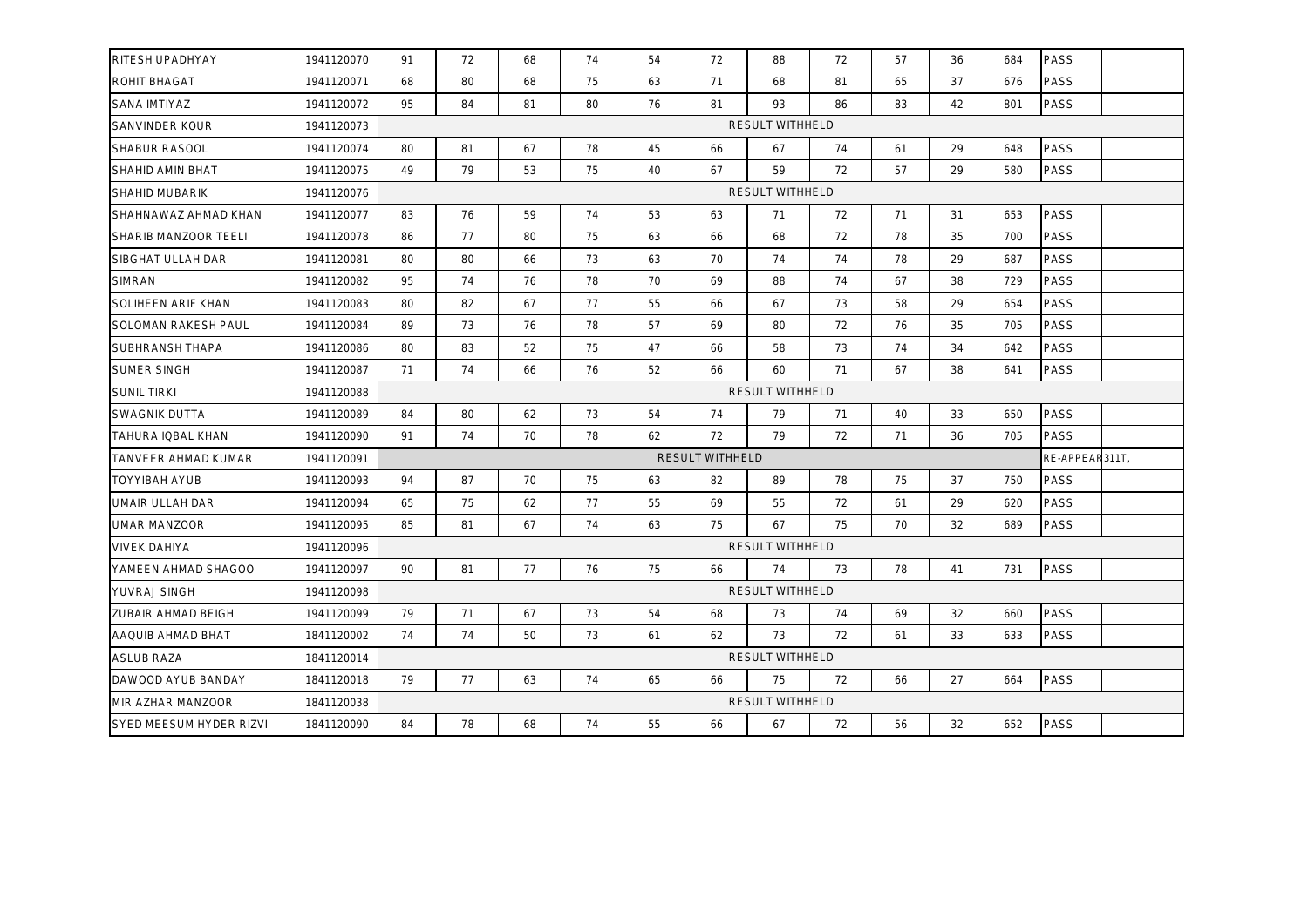| | | | | | | | | | | | | | | |
|---|---|---|---|---|---|---|---|---|---|---|---|---|---|---|
| RITESH UPADHYAY | 1941120070 | 91 | 72 | 68 | 74 | 54 | 72 | 88 | 72 | 57 | 36 | 684 | PASS | |
| ROHIT BHAGAT | 1941120071 | 68 | 80 | 68 | 75 | 63 | 71 | 68 | 81 | 65 | 37 | 676 | PASS | |
| SANA IMTIYAZ | 1941120072 | 95 | 84 | 81 | 80 | 76 | 81 | 93 | 86 | 83 | 42 | 801 | PASS | |
| SANVINDER KOUR | 1941120073 | RESULT WITHHELD | | | | | | | | | | | | |
| SHABUR RASOOL | 1941120074 | 80 | 81 | 67 | 78 | 45 | 66 | 67 | 74 | 61 | 29 | 648 | PASS | |
| SHAHID AMIN BHAT | 1941120075 | 49 | 79 | 53 | 75 | 40 | 67 | 59 | 72 | 57 | 29 | 580 | PASS | |
| SHAHID MUBARIK | 1941120076 | RESULT WITHHELD | | | | | | | | | | | | |
| SHAHNAWAZ AHMAD KHAN | 1941120077 | 83 | 76 | 59 | 74 | 53 | 63 | 71 | 72 | 71 | 31 | 653 | PASS | |
| SHARIB MANZOOR TEELI | 1941120078 | 86 | 77 | 80 | 75 | 63 | 66 | 68 | 72 | 78 | 35 | 700 | PASS | |
| SIBGHAT ULLAH DAR | 1941120081 | 80 | 80 | 66 | 73 | 63 | 70 | 74 | 74 | 78 | 29 | 687 | PASS | |
| SIMRAN | 1941120082 | 95 | 74 | 76 | 78 | 70 | 69 | 88 | 74 | 67 | 38 | 729 | PASS | |
| SOLIHEEN ARIF KHAN | 1941120083 | 80 | 82 | 67 | 77 | 55 | 66 | 67 | 73 | 58 | 29 | 654 | PASS | |
| SOLOMAN RAKESH PAUL | 1941120084 | 89 | 73 | 76 | 78 | 57 | 69 | 80 | 72 | 76 | 35 | 705 | PASS | |
| SUBHRANSH THAPA | 1941120086 | 80 | 83 | 52 | 75 | 47 | 66 | 58 | 73 | 74 | 34 | 642 | PASS | |
| SUMER SINGH | 1941120087 | 71 | 74 | 66 | 76 | 52 | 66 | 60 | 71 | 67 | 38 | 641 | PASS | |
| SUNIL TIRKI | 1941120088 | RESULT WITHHELD | | | | | | | | | | | | |
| SWAGNIK DUTTA | 1941120089 | 84 | 80 | 62 | 73 | 54 | 74 | 79 | 71 | 40 | 33 | 650 | PASS | |
| TAHURA IQBAL KHAN | 1941120090 | 91 | 74 | 70 | 78 | 62 | 72 | 79 | 72 | 71 | 36 | 705 | PASS | |
| TANVEER AHMAD KUMAR | 1941120091 | RESULT WITHHELD | | | | | | | | | | | RE-APPEAR | 311T, |
| TOYYIBAH AYUB | 1941120093 | 94 | 87 | 70 | 75 | 63 | 82 | 89 | 78 | 75 | 37 | 750 | PASS | |
| UMAIR ULLAH DAR | 1941120094 | 65 | 75 | 62 | 77 | 55 | 69 | 55 | 72 | 61 | 29 | 620 | PASS | |
| UMAR MANZOOR | 1941120095 | 85 | 81 | 67 | 74 | 63 | 75 | 67 | 75 | 70 | 32 | 689 | PASS | |
| VIVEK DAHIYA | 1941120096 | RESULT WITHHELD | | | | | | | | | | | | |
| YAMEEN AHMAD SHAGOO | 1941120097 | 90 | 81 | 77 | 76 | 75 | 66 | 74 | 73 | 78 | 41 | 731 | PASS | |
| YUVRAJ SINGH | 1941120098 | RESULT WITHHELD | | | | | | | | | | | | |
| ZUBAIR AHMAD BEIGH | 1941120099 | 79 | 71 | 67 | 73 | 54 | 68 | 73 | 74 | 69 | 32 | 660 | PASS | |
| AAQUIB AHMAD BHAT | 1841120002 | 74 | 74 | 50 | 73 | 61 | 62 | 73 | 72 | 61 | 33 | 633 | PASS | |
| ASLUB RAZA | 1841120014 | RESULT WITHHELD | | | | | | | | | | | | |
| DAWOOD AYUB BANDAY | 1841120018 | 79 | 77 | 63 | 74 | 65 | 66 | 75 | 72 | 66 | 27 | 664 | PASS | |
| MIR AZHAR MANZOOR | 1841120038 | RESULT WITHHELD | | | | | | | | | | | | |
| SYED MEESUM HYDER RIZVI | 1841120090 | 84 | 78 | 68 | 74 | 55 | 66 | 67 | 72 | 56 | 32 | 652 | PASS | |